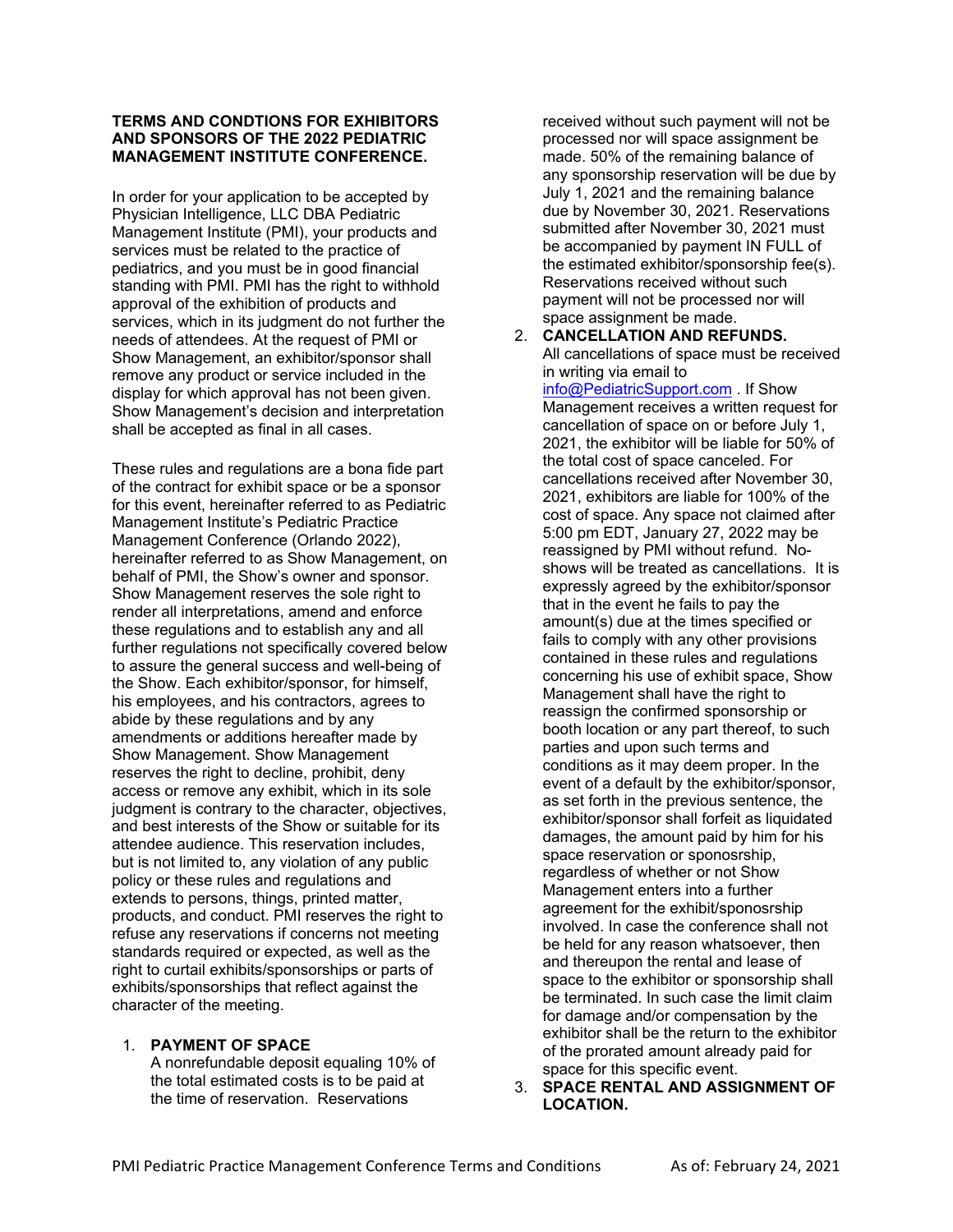**TERMS AND CONDTIONS FOR EXHIBITORS AND SPONSORS OF THE 2022 PEDIATRIC MANAGEMENT INSTITUTE CONFERENCE.**

In order for your application to be accepted by Physician Intelligence, LLC DBA Pediatric Management Institute (PMI), your products and services must be related to the practice of pediatrics, and you must be in good financial standing with PMI. PMI has the right to withhold approval of the exhibition of products and services, which in its judgment do not further the needs of attendees. At the request of PMI or Show Management, an exhibitor/sponsor shall remove any product or service included in the display for which approval has not been given. Show Management's decision and interpretation shall be accepted as final in all cases.

These rules and regulations are a bona fide part of the contract for exhibit space or be a sponsor for this event, hereinafter referred to as Pediatric Management Institute's Pediatric Practice Management Conference (Orlando 2022), hereinafter referred to as Show Management, on behalf of PMI, the Show's owner and sponsor. Show Management reserves the sole right to render all interpretations, amend and enforce these regulations and to establish any and all further regulations not specifically covered below to assure the general success and well-being of the Show. Each exhibitor/sponsor, for himself, his employees, and his contractors, agrees to abide by these regulations and by any amendments or additions hereafter made by Show Management. Show Management reserves the right to decline, prohibit, deny access or remove any exhibit, which in its sole judgment is contrary to the character, objectives, and best interests of the Show or suitable for its attendee audience. This reservation includes, but is not limited to, any violation of any public policy or these rules and regulations and extends to persons, things, printed matter, products, and conduct. PMI reserves the right to refuse any reservations if concerns not meeting standards required or expected, as well as the right to curtail exhibits/sponsorships or parts of exhibits/sponsorships that reflect against the character of the meeting.

1. **PAYMENT OF SPACE**
   A nonrefundable deposit equaling 10% of the total estimated costs is to be paid at the time of reservation. Reservations received without such payment will not be processed nor will space assignment be made. 50% of the remaining balance of any sponsorship reservation will be due by July 1, 2021 and the remaining balance due by November 30, 2021. Reservations submitted after November 30, 2021 must be accompanied by payment IN FULL of the estimated exhibitor/sponsorship fee(s). Reservations received without such payment will not be processed nor will space assignment be made.
2. **CANCELLATION AND REFUNDS.**
   All cancellations of space must be received in writing via email to [info@PediatricSupport.com](mailto:info@PediatricSupport.com) . If Show Management receives a written request for cancellation of space on or before July 1, 2021, the exhibitor will be liable for 50% of the total cost of space canceled. For cancellations received after November 30, 2021, exhibitors are liable for 100% of the cost of space. Any space not claimed after 5:00 pm EDT, January 27, 2022 may be reassigned by PMI without refund. No-shows will be treated as cancellations. It is expressly agreed by the exhibitor/sponsor that in the event he fails to pay the amount(s) due at the times specified or fails to comply with any other provisions contained in these rules and regulations concerning his use of exhibit space, Show Management shall have the right to reassign the confirmed sponsorship or booth location or any part thereof, to such parties and upon such terms and conditions as it may deem proper. In the event of a default by the exhibitor/sponsor, as set forth in the previous sentence, the exhibitor/sponsor shall forfeit as liquidated damages, the amount paid by him for his space reservation or sponosrship, regardless of whether or not Show Management enters into a further agreement for the exhibit/sponosrship involved. In case the conference shall not be held for any reason whatsoever, then and thereupon the rental and lease of space to the exhibitor or sponsorship shall be terminated. In such case the limit claim for damage and/or compensation by the exhibitor shall be the return to the exhibitor of the prorated amount already paid for space for this specific event.
3. **SPACE RENTAL AND ASSIGNMENT OF LOCATION.**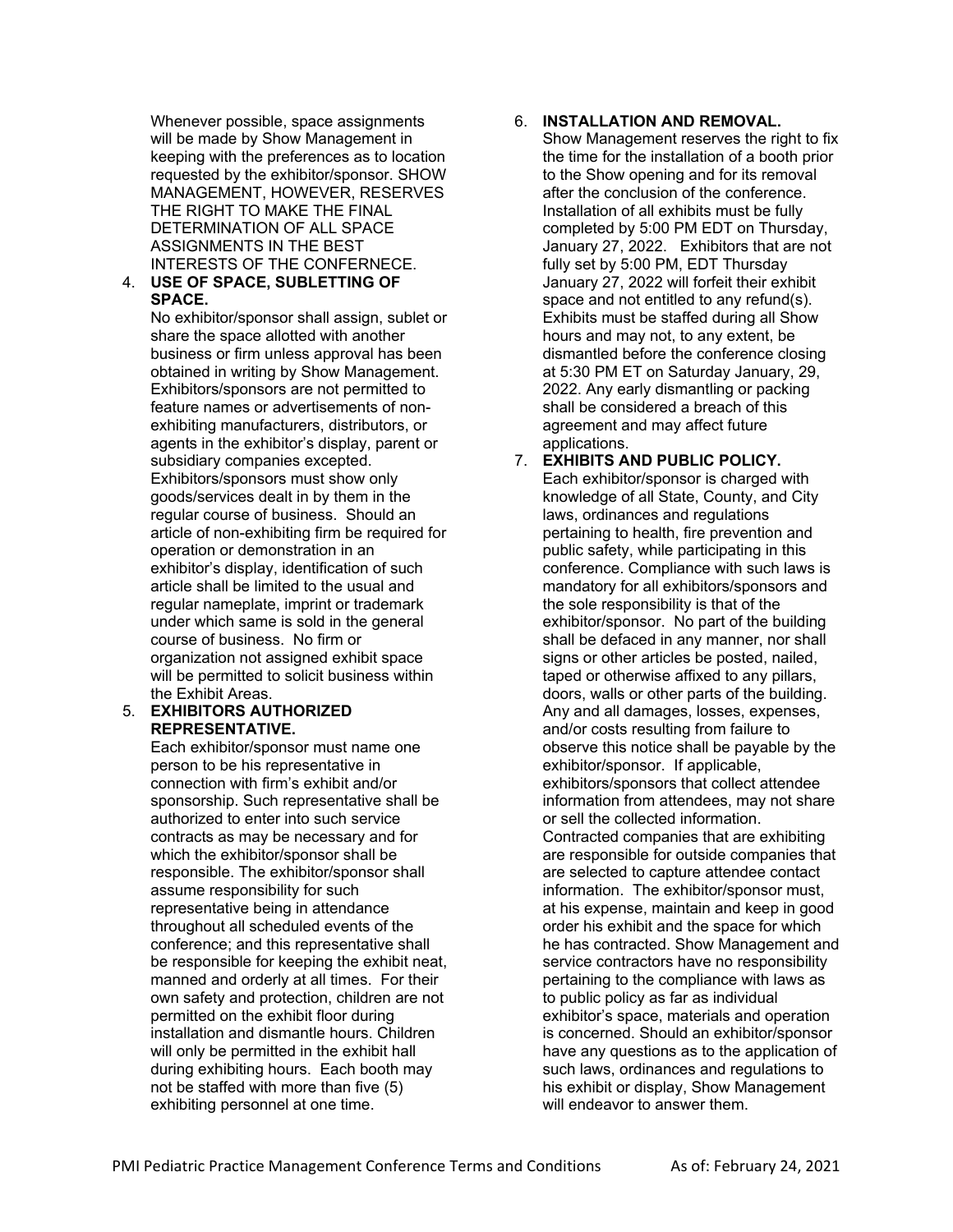Whenever possible, space assignments will be made by Show Management in keeping with the preferences as to location requested by the exhibitor/sponsor. SHOW MANAGEMENT, HOWEVER, RESERVES THE RIGHT TO MAKE THE FINAL DETERMINATION OF ALL SPACE ASSIGNMENTS IN THE BEST INTERESTS OF THE CONFERNECE.

4. **USE OF SPACE, SUBLETTING OF SPACE.**
   No exhibitor/sponsor shall assign, sublet or share the space allotted with another business or firm unless approval has been obtained in writing by Show Management. Exhibitors/sponsors are not permitted to feature names or advertisements of non-exhibiting manufacturers, distributors, or agents in the exhibitor's display, parent or subsidiary companies excepted. Exhibitors/sponsors must show only goods/services dealt in by them in the regular course of business. Should an article of non-exhibiting firm be required for operation or demonstration in an exhibitor's display, identification of such article shall be limited to the usual and regular nameplate, imprint or trademark under which same is sold in the general course of business. No firm or organization not assigned exhibit space will be permitted to solicit business within the Exhibit Areas.

5. **EXHIBITORS AUTHORIZED REPRESENTATIVE.**
   Each exhibitor/sponsor must name one person to be his representative in connection with firm's exhibit and/or sponsorship. Such representative shall be authorized to enter into such service contracts as may be necessary and for which the exhibitor/sponsor shall be responsible. The exhibitor/sponsor shall assume responsibility for such representative being in attendance throughout all scheduled events of the conference; and this representative shall be responsible for keeping the exhibit neat, manned and orderly at all times. For their own safety and protection, children are not permitted on the exhibit floor during installation and dismantle hours. Children will only be permitted in the exhibit hall during exhibiting hours. Each booth may not be staffed with more than five (5) exhibiting personnel at one time.

6. **INSTALLATION AND REMOVAL.**
   Show Management reserves the right to fix the time for the installation of a booth prior to the Show opening and for its removal after the conclusion of the conference. Installation of all exhibits must be fully completed by 5:00 PM EDT on Thursday, January 27, 2022. Exhibitors that are not fully set by 5:00 PM, EDT Thursday January 27, 2022 will forfeit their exhibit space and not entitled to any refund(s). Exhibits must be staffed during all Show hours and may not, to any extent, be dismantled before the conference closing at 5:30 PM ET on Saturday January, 29, 2022. Any early dismantling or packing shall be considered a breach of this agreement and may affect future applications.

7. **EXHIBITS AND PUBLIC POLICY.**
   Each exhibitor/sponsor is charged with knowledge of all State, County, and City laws, ordinances and regulations pertaining to health, fire prevention and public safety, while participating in this conference. Compliance with such laws is mandatory for all exhibitors/sponsors and the sole responsibility is that of the exhibitor/sponsor. No part of the building shall be defaced in any manner, nor shall signs or other articles be posted, nailed, taped or otherwise affixed to any pillars, doors, walls or other parts of the building. Any and all damages, losses, expenses, and/or costs resulting from failure to observe this notice shall be payable by the exhibitor/sponsor. If applicable, exhibitors/sponsors that collect attendee information from attendees, may not share or sell the collected information. Contracted companies that are exhibiting are responsible for outside companies that are selected to capture attendee contact information. The exhibitor/sponsor must, at his expense, maintain and keep in good order his exhibit and the space for which he has contracted. Show Management and service contractors have no responsibility pertaining to the compliance with laws as to public policy as far as individual exhibitor's space, materials and operation is concerned. Should an exhibitor/sponsor have any questions as to the application of such laws, ordinances and regulations to his exhibit or display, Show Management will endeavor to answer them.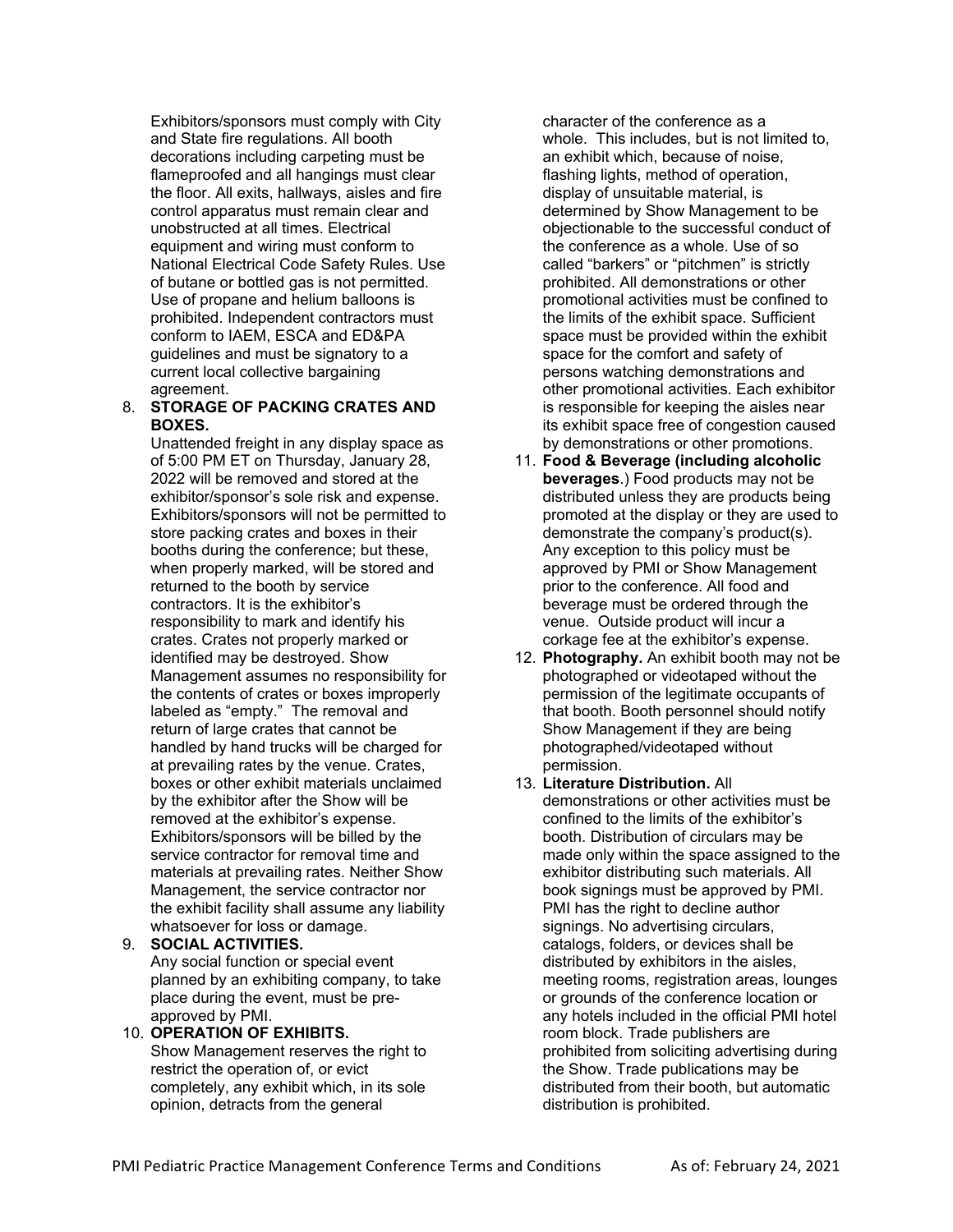Exhibitors/sponsors must comply with City and State fire regulations. All booth decorations including carpeting must be flameproofed and all hangings must clear the floor. All exits, hallways, aisles and fire control apparatus must remain clear and unobstructed at all times. Electrical equipment and wiring must conform to National Electrical Code Safety Rules. Use of butane or bottled gas is not permitted. Use of propane and helium balloons is prohibited. Independent contractors must conform to IAEM, ESCA and ED&PA guidelines and must be signatory to a current local collective bargaining agreement.

8. **STORAGE OF PACKING CRATES AND BOXES.**
   Unattended freight in any display space as of 5:00 PM ET on Thursday, January 28, 2022 will be removed and stored at the exhibitor/sponsor's sole risk and expense. Exhibitors/sponsors will not be permitted to store packing crates and boxes in their booths during the conference; but these, when properly marked, will be stored and returned to the booth by service contractors. It is the exhibitor's responsibility to mark and identify his crates. Crates not properly marked or identified may be destroyed. Show Management assumes no responsibility for the contents of crates or boxes improperly labeled as "empty." The removal and return of large crates that cannot be handled by hand trucks will be charged for at prevailing rates by the venue. Crates, boxes or other exhibit materials unclaimed by the exhibitor after the Show will be removed at the exhibitor's expense. Exhibitors/sponsors will be billed by the service contractor for removal time and materials at prevailing rates. Neither Show Management, the service contractor nor the exhibit facility shall assume any liability whatsoever for loss or damage.

9. **SOCIAL ACTIVITIES.**
   Any social function or special event planned by an exhibiting company, to take place during the event, must be pre-approved by PMI.

10. **OPERATION OF EXHIBITS.**
    Show Management reserves the right to restrict the operation of, or evict completely, any exhibit which, in its sole opinion, detracts from the general character of the conference as a whole. This includes, but is not limited to, an exhibit which, because of noise, flashing lights, method of operation, display of unsuitable material, is determined by Show Management to be objectionable to the successful conduct of the conference as a whole. Use of so called "barkers" or "pitchmen" is strictly prohibited. All demonstrations or other promotional activities must be confined to the limits of the exhibit space. Sufficient space must be provided within the exhibit space for the comfort and safety of persons watching demonstrations and other promotional activities. Each exhibitor is responsible for keeping the aisles near its exhibit space free of congestion caused by demonstrations or other promotions.

11. **Food & Beverage (including alcoholic beverages**.) Food products may not be distributed unless they are products being promoted at the display or they are used to demonstrate the company's product(s). Any exception to this policy must be approved by PMI or Show Management prior to the conference. All food and beverage must be ordered through the venue. Outside product will incur a corkage fee at the exhibitor's expense.

12. **Photography.** An exhibit booth may not be photographed or videotaped without the permission of the legitimate occupants of that booth. Booth personnel should notify Show Management if they are being photographed/videotaped without permission.

13. **Literature Distribution.** All demonstrations or other activities must be confined to the limits of the exhibitor's booth. Distribution of circulars may be made only within the space assigned to the exhibitor distributing such materials. All book signings must be approved by PMI. PMI has the right to decline author signings. No advertising circulars, catalogs, folders, or devices shall be distributed by exhibitors in the aisles, meeting rooms, registration areas, lounges or grounds of the conference location or any hotels included in the official PMI hotel room block. Trade publishers are prohibited from soliciting advertising during the Show. Trade publications may be distributed from their booth, but automatic distribution is prohibited.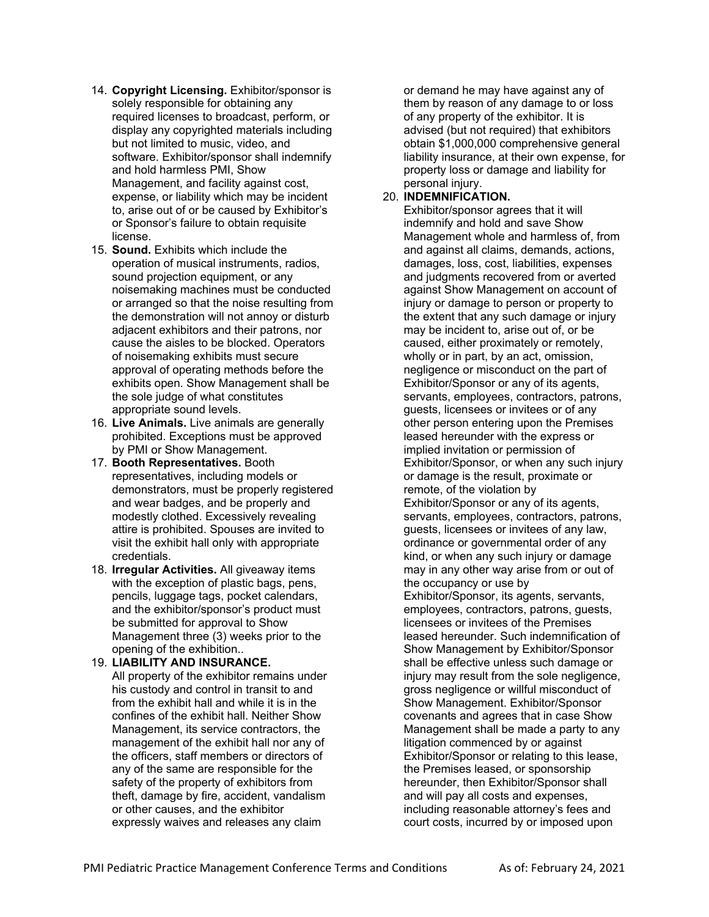14. **Copyright Licensing.** Exhibitor/sponsor is solely responsible for obtaining any required licenses to broadcast, perform, or display any copyrighted materials including but not limited to music, video, and software. Exhibitor/sponsor shall indemnify and hold harmless PMI, Show Management, and facility against cost, expense, or liability which may be incident to, arise out of or be caused by Exhibitor's or Sponsor's failure to obtain requisite license.
15. **Sound.** Exhibits which include the operation of musical instruments, radios, sound projection equipment, or any noisemaking machines must be conducted or arranged so that the noise resulting from the demonstration will not annoy or disturb adjacent exhibitors and their patrons, nor cause the aisles to be blocked. Operators of noisemaking exhibits must secure approval of operating methods before the exhibits open. Show Management shall be the sole judge of what constitutes appropriate sound levels.
16. **Live Animals.** Live animals are generally prohibited. Exceptions must be approved by PMI or Show Management.
17. **Booth Representatives.** Booth representatives, including models or demonstrators, must be properly registered and wear badges, and be properly and modestly clothed. Excessively revealing attire is prohibited. Spouses are invited to visit the exhibit hall only with appropriate credentials.
18. **Irregular Activities.** All giveaway items with the exception of plastic bags, pens, pencils, luggage tags, pocket calendars, and the exhibitor/sponsor's product must be submitted for approval to Show Management three (3) weeks prior to the opening of the exhibition..
19. **LIABILITY AND INSURANCE.**
    All property of the exhibitor remains under his custody and control in transit to and from the exhibit hall and while it is in the confines of the exhibit hall. Neither Show Management, its service contractors, the management of the exhibit hall nor any of the officers, staff members or directors of any of the same are responsible for the safety of the property of exhibitors from theft, damage by fire, accident, vandalism or other causes, and the exhibitor expressly waives and releases any claim or demand he may have against any of them by reason of any damage to or loss of any property of the exhibitor. It is advised (but not required) that exhibitors obtain $1,000,000 comprehensive general liability insurance, at their own expense, for property loss or damage and liability for personal injury.
20. **INDEMNIFICATION.**
    Exhibitor/sponsor agrees that it will indemnify and hold and save Show Management whole and harmless of, from and against all claims, demands, actions, damages, loss, cost, liabilities, expenses and judgments recovered from or averted against Show Management on account of injury or damage to person or property to the extent that any such damage or injury may be incident to, arise out of, or be caused, either proximately or remotely, wholly or in part, by an act, omission, negligence or misconduct on the part of Exhibitor/Sponsor or any of its agents, servants, employees, contractors, patrons, guests, licensees or invitees or of any other person entering upon the Premises leased hereunder with the express or implied invitation or permission of Exhibitor/Sponsor, or when any such injury or damage is the result, proximate or remote, of the violation by Exhibitor/Sponsor or any of its agents, servants, employees, contractors, patrons, guests, licensees or invitees of any law, ordinance or governmental order of any kind, or when any such injury or damage may in any other way arise from or out of the occupancy or use by Exhibitor/Sponsor, its agents, servants, employees, contractors, patrons, guests, licensees or invitees of the Premises leased hereunder. Such indemnification of Show Management by Exhibitor/Sponsor shall be effective unless such damage or injury may result from the sole negligence, gross negligence or willful misconduct of Show Management. Exhibitor/Sponsor covenants and agrees that in case Show Management shall be made a party to any litigation commenced by or against Exhibitor/Sponsor or relating to this lease, the Premises leased, or sponsorship hereunder, then Exhibitor/Sponsor shall and will pay all costs and expenses, including reasonable attorney's fees and court costs, incurred by or imposed upon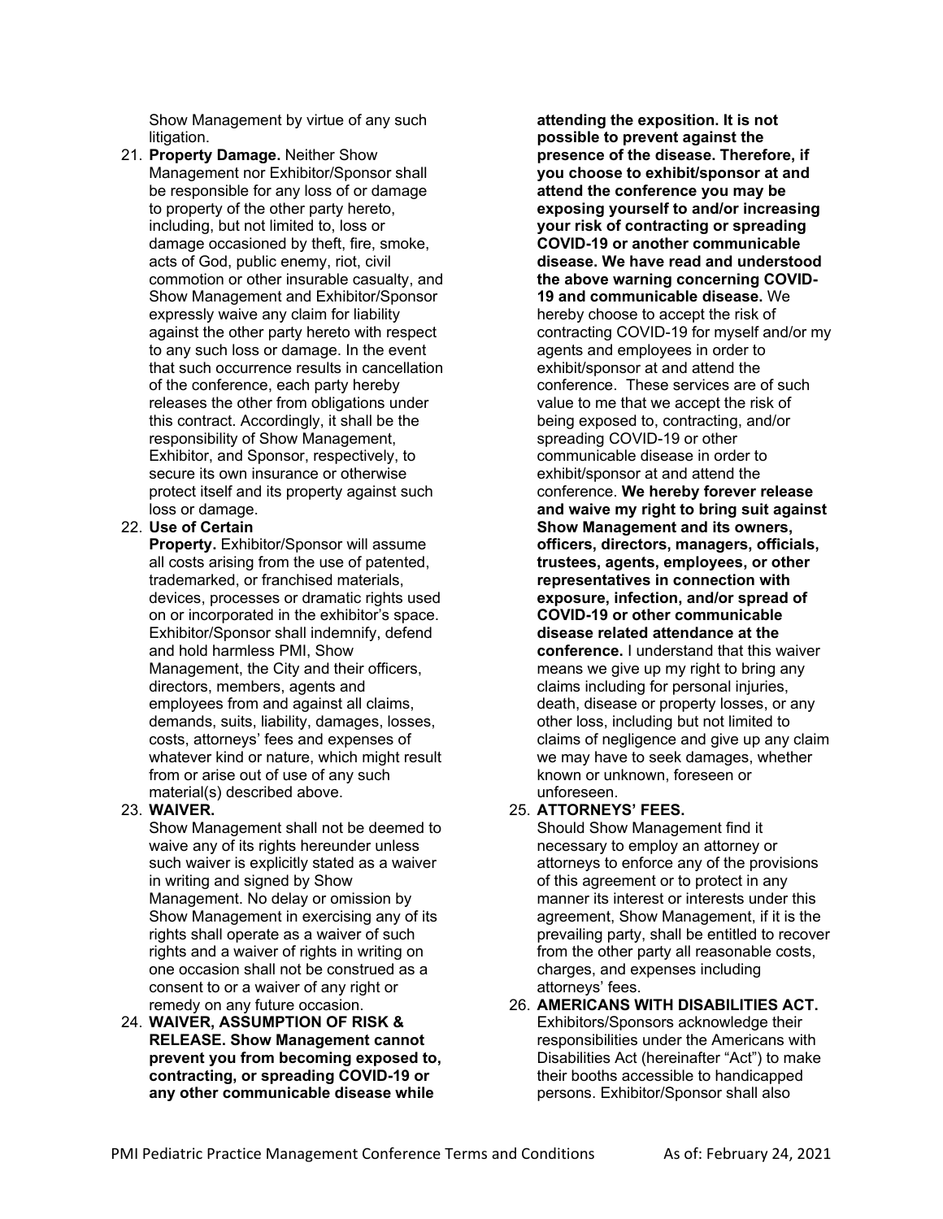Show Management by virtue of any such litigation.

21. **Property Damage.** Neither Show Management nor Exhibitor/Sponsor shall be responsible for any loss of or damage to property of the other party hereto, including, but not limited to, loss or damage occasioned by theft, fire, smoke, acts of God, public enemy, riot, civil commotion or other insurable casualty, and Show Management and Exhibitor/Sponsor expressly waive any claim for liability against the other party hereto with respect to any such loss or damage. In the event that such occurrence results in cancellation of the conference, each party hereby releases the other from obligations under this contract. Accordingly, it shall be the responsibility of Show Management, Exhibitor, and Sponsor, respectively, to secure its own insurance or otherwise protect itself and its property against such loss or damage.
22. **Use of Certain Property.** Exhibitor/Sponsor will assume all costs arising from the use of patented, trademarked, or franchised materials, devices, processes or dramatic rights used on or incorporated in the exhibitor's space. Exhibitor/Sponsor shall indemnify, defend and hold harmless PMI, Show Management, the City and their officers, directors, members, agents and employees from and against all claims, demands, suits, liability, damages, losses, costs, attorneys' fees and expenses of whatever kind or nature, which might result from or arise out of use of any such material(s) described above.
23. **WAIVER.**
    Show Management shall not be deemed to waive any of its rights hereunder unless such waiver is explicitly stated as a waiver in writing and signed by Show Management. No delay or omission by Show Management in exercising any of its rights shall operate as a waiver of such rights and a waiver of rights in writing on one occasion shall not be construed as a consent to or a waiver of any right or remedy on any future occasion.
24. **WAIVER, ASSUMPTION OF RISK & RELEASE. Show Management cannot prevent you from becoming exposed to, contracting, or spreading COVID-19 or any other communicable disease while attending the exposition. It is not possible to prevent against the presence of the disease. Therefore, if you choose to exhibit/sponsor at and attend the conference you may be exposing yourself to and/or increasing your risk of contracting or spreading COVID-19 or another communicable disease. We have read and understood the above warning concerning COVID-19 and communicable disease.** We hereby choose to accept the risk of contracting COVID-19 for myself and/or my agents and employees in order to exhibit/sponsor at and attend the conference. These services are of such value to me that we accept the risk of being exposed to, contracting, and/or spreading COVID-19 or other communicable disease in order to exhibit/sponsor at and attend the conference. **We hereby forever release and waive my right to bring suit against Show Management and its owners, officers, directors, managers, officials, trustees, agents, employees, or other representatives in connection with exposure, infection, and/or spread of COVID-19 or other communicable disease related attendance at the conference.** I understand that this waiver means we give up my right to bring any claims including for personal injuries, death, disease or property losses, or any other loss, including but not limited to claims of negligence and give up any claim we may have to seek damages, whether known or unknown, foreseen or unforeseen.
25. **ATTORNEYS' FEES.**
    Should Show Management find it necessary to employ an attorney or attorneys to enforce any of the provisions of this agreement or to protect in any manner its interest or interests under this agreement, Show Management, if it is the prevailing party, shall be entitled to recover from the other party all reasonable costs, charges, and expenses including attorneys' fees.
26. **AMERICANS WITH DISABILITIES ACT.**
    Exhibitors/Sponsors acknowledge their responsibilities under the Americans with Disabilities Act (hereinafter "Act") to make their booths accessible to handicapped persons. Exhibitor/Sponsor shall also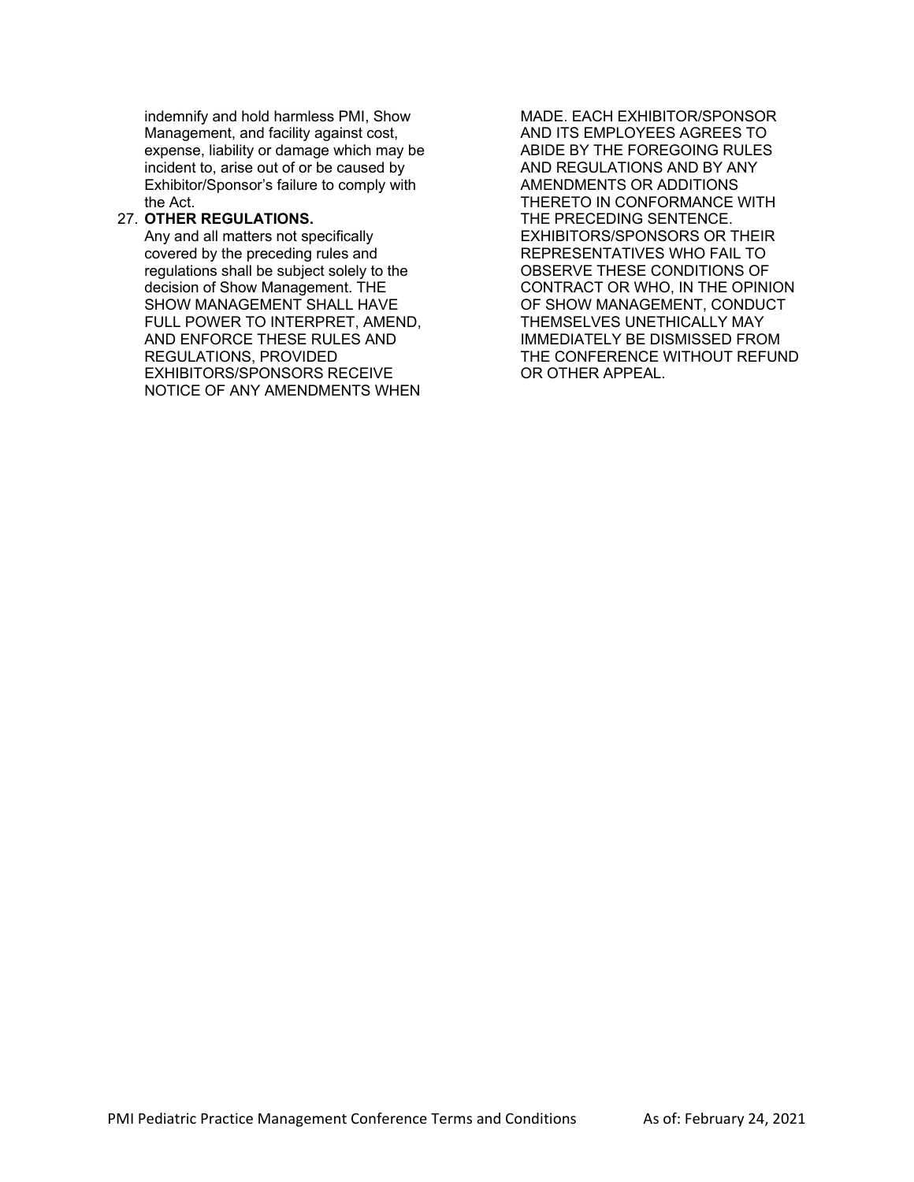indemnify and hold harmless PMI, Show Management, and facility against cost, expense, liability or damage which may be incident to, arise out of or be caused by Exhibitor/Sponsor's failure to comply with the Act.

27. **OTHER REGULATIONS.**
    Any and all matters not specifically covered by the preceding rules and regulations shall be subject solely to the decision of Show Management. THE SHOW MANAGEMENT SHALL HAVE FULL POWER TO INTERPRET, AMEND, AND ENFORCE THESE RULES AND REGULATIONS, PROVIDED EXHIBITORS/SPONSORS RECEIVE NOTICE OF ANY AMENDMENTS WHEN MADE. EACH EXHIBITOR/SPONSOR AND ITS EMPLOYEES AGREES TO ABIDE BY THE FOREGOING RULES AND REGULATIONS AND BY ANY AMENDMENTS OR ADDITIONS THERETO IN CONFORMANCE WITH THE PRECEDING SENTENCE. EXHIBITORS/SPONSORS OR THEIR REPRESENTATIVES WHO FAIL TO OBSERVE THESE CONDITIONS OF CONTRACT OR WHO, IN THE OPINION OF SHOW MANAGEMENT, CONDUCT THEMSELVES UNETHICALLY MAY IMMEDIATELY BE DISMISSED FROM THE CONFERENCE WITHOUT REFUND OR OTHER APPEAL.